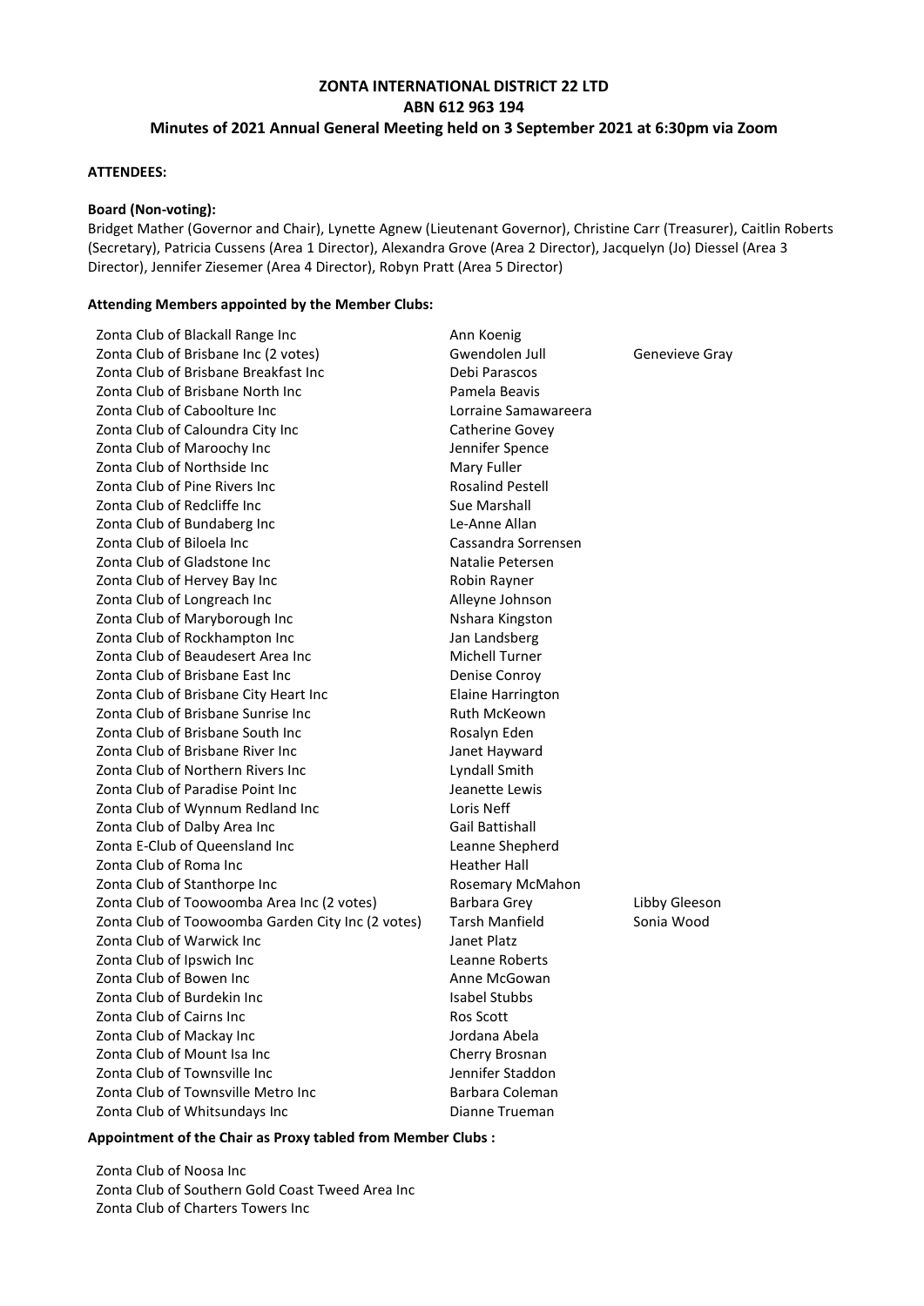# ZONTA INTERNATIONAL DISTRICT 22 LTD
# ABN 612 963 194
## Minutes of 2021 Annual General Meeting held on 3 September 2021 at 6:30pm via Zoom

**ATTENDEES:**

**Board (Non-voting):**

Bridget Mather (Governor and Chair), Lynette Agnew (Lieutenant Governor), Christine Carr (Treasurer), Caitlin Roberts (Secretary), Patricia Cussens (Area 1 Director), Alexandra Grove (Area 2 Director), Jacquelyn (Jo) Diessel (Area 3 Director), Jennifer Ziesemer (Area 4 Director), Robyn Pratt (Area 5 Director)

**Attending Members appointed by the Member Clubs:**

| | | |
|---|---|---|
| Zonta Club of Blackall Range Inc | Ann Koenig | |
| Zonta Club of Brisbane Inc (2 votes) | Gwendolen Jull | Genevieve Gray |
| Zonta Club of Brisbane Breakfast Inc | Debi Parascos | |
| Zonta Club of Brisbane North Inc | Pamela Beavis | |
| Zonta Club of Caboolture Inc | Lorraine Samawareera | |
| Zonta Club of Caloundra City Inc | Catherine Govey | |
| Zonta Club of Maroochy Inc | Jennifer Spence | |
| Zonta Club of Northside Inc | Mary Fuller | |
| Zonta Club of Pine Rivers Inc | Rosalind Pestell | |
| Zonta Club of Redcliffe Inc | Sue Marshall | |
| Zonta Club of Bundaberg Inc | Le-Anne Allan | |
| Zonta Club of Biloela Inc | Cassandra Sorrensen | |
| Zonta Club of Gladstone Inc | Natalie Petersen | |
| Zonta Club of Hervey Bay Inc | Robin Rayner | |
| Zonta Club of Longreach Inc | Alleyne Johnson | |
| Zonta Club of Maryborough Inc | Nshara Kingston | |
| Zonta Club of Rockhampton Inc | Jan Landsberg | |
| Zonta Club of Beaudesert Area Inc | Michell Turner | |
| Zonta Club of Brisbane East Inc | Denise Conroy | |
| Zonta Club of Brisbane City Heart Inc | Elaine Harrington | |
| Zonta Club of Brisbane Sunrise Inc | Ruth McKeown | |
| Zonta Club of Brisbane South Inc | Rosalyn Eden | |
| Zonta Club of Brisbane River Inc | Janet Hayward | |
| Zonta Club of Northern Rivers Inc | Lyndall Smith | |
| Zonta Club of Paradise Point Inc | Jeanette Lewis | |
| Zonta Club of Wynnum Redland Inc | Loris Neff | |
| Zonta Club of Dalby Area Inc | Gail Battishall | |
| Zonta E-Club of Queensland Inc | Leanne Shepherd | |
| Zonta Club of Roma Inc | Heather Hall | |
| Zonta Club of Stanthorpe Inc | Rosemary McMahon | |
| Zonta Club of Toowoomba Area Inc (2 votes) | Barbara Grey | Libby Gleeson |
| Zonta Club of Toowoomba Garden City Inc (2 votes) | Tarsh Manfield | Sonia Wood |
| Zonta Club of Warwick Inc | Janet Platz | |
| Zonta Club of Ipswich Inc | Leanne Roberts | |
| Zonta Club of Bowen Inc | Anne McGowan | |
| Zonta Club of Burdekin Inc | Isabel Stubbs | |
| Zonta Club of Cairns Inc | Ros Scott | |
| Zonta Club of Mackay Inc | Jordana Abela | |
| Zonta Club of Mount Isa Inc | Cherry Brosnan | |
| Zonta Club of Townsville Inc | Jennifer Staddon | |
| Zonta Club of Townsville Metro Inc | Barbara Coleman | |
| Zonta Club of Whitsundays Inc | Dianne Trueman | |

**Appointment of the Chair as Proxy tabled from Member Clubs :**

Zonta Club of Noosa Inc
Zonta Club of Southern Gold Coast Tweed Area Inc
Zonta Club of Charters Towers Inc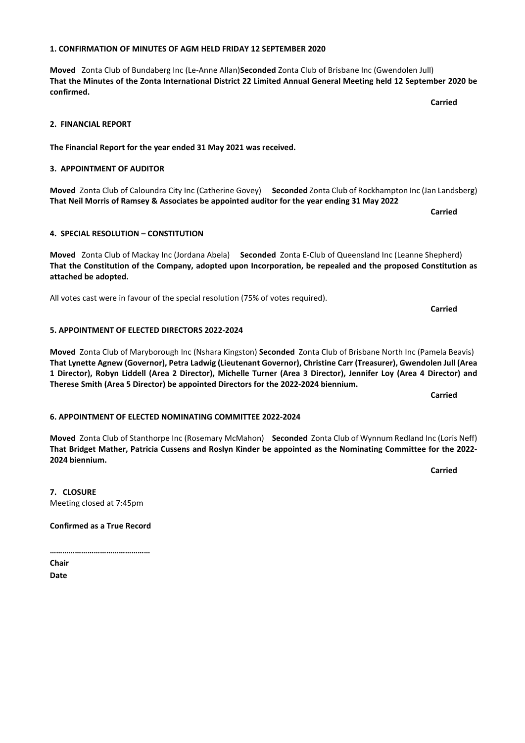**1. CONFIRMATION OF MINUTES OF AGM HELD FRIDAY 12 SEPTEMBER 2020**

**Moved** Zonta Club of Bundaberg Inc (Le-Anne Allan)**Seconded** Zonta Club of Brisbane Inc (Gwendolen Jull)
**That the Minutes of the Zonta International District 22 Limited Annual General Meeting held 12 September 2020 be confirmed.**

**Carried**

**2. FINANCIAL REPORT**

**The Financial Report for the year ended 31 May 2021 was received.**

**3. APPOINTMENT OF AUDITOR**

**Moved** Zonta Club of Caloundra City Inc (Catherine Govey) **Seconded** Zonta Club of Rockhampton Inc (Jan Landsberg)
**That Neil Morris of Ramsey & Associates be appointed auditor for the year ending 31 May 2022**

**Carried**

**4. SPECIAL RESOLUTION – CONSTITUTION**

**Moved** Zonta Club of Mackay Inc (Jordana Abela) **Seconded** Zonta E-Club of Queensland Inc (Leanne Shepherd)
**That the Constitution of the Company, adopted upon Incorporation, be repealed and the proposed Constitution as attached be adopted.**

All votes cast were in favour of the special resolution (75% of votes required).

**Carried**

**5. APPOINTMENT OF ELECTED DIRECTORS 2022-2024**

**Moved** Zonta Club of Maryborough Inc (Nshara Kingston) **Seconded** Zonta Club of Brisbane North Inc (Pamela Beavis)
**That Lynette Agnew (Governor), Petra Ladwig (Lieutenant Governor), Christine Carr (Treasurer), Gwendolen Jull (Area 1 Director), Robyn Liddell (Area 2 Director), Michelle Turner (Area 3 Director), Jennifer Loy (Area 4 Director) and Therese Smith (Area 5 Director) be appointed Directors for the 2022-2024 biennium.**

**Carried**

**6. APPOINTMENT OF ELECTED NOMINATING COMMITTEE 2022-2024**

**Moved** Zonta Club of Stanthorpe Inc (Rosemary McMahon) **Seconded** Zonta Club of Wynnum Redland Inc (Loris Neff)
**That Bridget Mather, Patricia Cussens and Roslyn Kinder be appointed as the Nominating Committee for the 2022-2024 biennium.**

**Carried**

**7. CLOSURE**
Meeting closed at 7:45pm

**Confirmed as a True Record**

**………………………………………**
**Chair**
**Date**